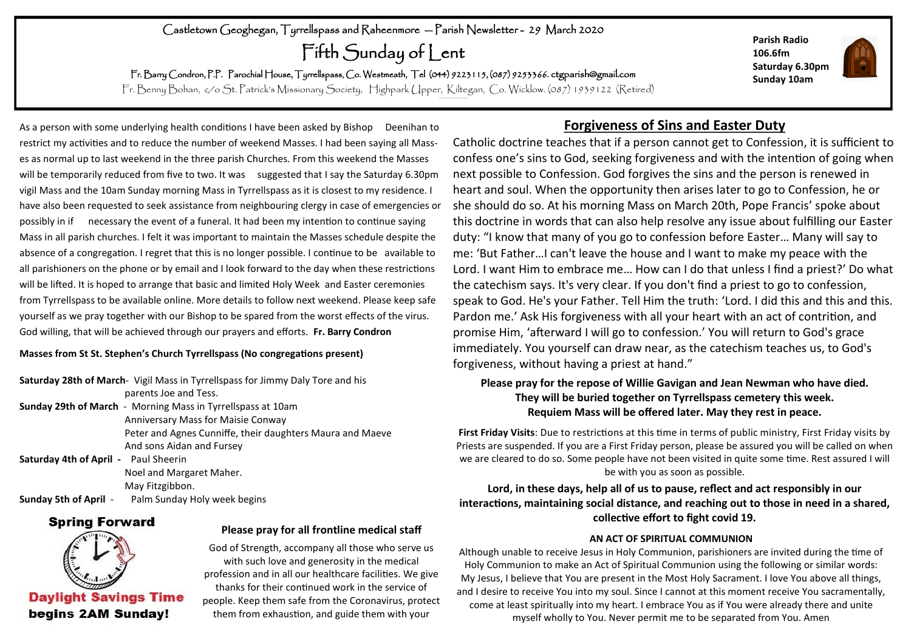Castletown Geoghegan, Tyrrellspass and Raheenmore — Parish Newsletter - 29 March 2020

# Fifth Sunday of Lent

Fr. Barry Condron, P.P. Parochial House, Tyrrellspass, Co. Westmeath, Tel (044) 9223115, (087) 9253366. ctgparish@gmail.com

Fr. Benny Bohan, c/o St. Patrick's Missionary Society, Highpark Upper, Kiltegan, Co. Wicklow. (087) 1939122 (Retired)

**Parish Radio**
**106.6fm**
**Saturday 6.30pm**
**Sunday 10am**

As a person with some underlying health conditions I have been asked by Bishop Deenihan to restrict my activities and to reduce the number of weekend Masses. I had been saying all Masses as normal up to last weekend in the three parish Churches. From this weekend the Masses will be temporarily reduced from five to two. It was suggested that I say the Saturday 6.30pm vigil Mass and the 10am Sunday morning Mass in Tyrrellspass as it is closest to my residence. I have also been requested to seek assistance from neighbouring clergy in case of emergencies or possibly in if necessary the event of a funeral. It had been my intention to continue saying Mass in all parish churches. I felt it was important to maintain the Masses schedule despite the absence of a congregation. I regret that this is no longer possible. I continue to be available to all parishioners on the phone or by email and I look forward to the day when these restrictions will be lifted. It is hoped to arrange that basic and limited Holy Week and Easter ceremonies from Tyrrellspass to be available online. More details to follow next weekend. Please keep safe yourself as we pray together with our Bishop to be spared from the worst effects of the virus. God willing, that will be achieved through our prayers and efforts. **Fr. Barry Condron**

**Masses from St St. Stephen's Church Tyrrellspass (No congregations present)**

**Saturday 28th of March**- Vigil Mass in Tyrrellspass for Jimmy Daly Tore and his parents Joe and Tess.

**Sunday 29th of March** - Morning Mass in Tyrrellspass at 10am
Anniversary Mass for Maisie Conway
Peter and Agnes Cunniffe, their daughters Maura and Maeve
And sons Aidan and Fursey

**Saturday 4th of April** - Paul Sheerin
Noel and Margaret Maher.
May Fitzgibbon.

**Sunday 5th of April** - Palm Sunday Holy week begins

**Spring Forward**

**Daylight Savings Time begins 2AM Sunday!**

### Please pray for all frontline medical staff

God of Strength, accompany all those who serve us with such love and generosity in the medical profession and in all our healthcare facilities. We give thanks for their continued work in the service of people. Keep them safe from the Coronavirus, protect them from exhaustion, and guide them with your

## Forgiveness of Sins and Easter Duty

Catholic doctrine teaches that if a person cannot get to Confession, it is sufficient to confess one's sins to God, seeking forgiveness and with the intention of going when next possible to Confession. God forgives the sins and the person is renewed in heart and soul. When the opportunity then arises later to go to Confession, he or she should do so. At his morning Mass on March 20th, Pope Francis' spoke about this doctrine in words that can also help resolve any issue about fulfilling our Easter duty: "I know that many of you go to confession before Easter… Many will say to me: 'But Father…I can't leave the house and I want to make my peace with the Lord. I want Him to embrace me… How can I do that unless I find a priest?' Do what the catechism says. It's very clear. If you don't find a priest to go to confession, speak to God. He's your Father. Tell Him the truth: 'Lord. I did this and this and this. Pardon me.' Ask His forgiveness with all your heart with an act of contrition, and promise Him, 'afterward I will go to confession.' You will return to God's grace immediately. You yourself can draw near, as the catechism teaches us, to God's forgiveness, without having a priest at hand."

**Please pray for the repose of Willie Gavigan and Jean Newman who have died. They will be buried together on Tyrrellspass cemetery this week. Requiem Mass will be offered later. May they rest in peace.**

**First Friday Visits**: Due to restrictions at this time in terms of public ministry, First Friday visits by Priests are suspended. If you are a First Friday person, please be assured you will be called on when we are cleared to do so. Some people have not been visited in quite some time. Rest assured I will be with you as soon as possible.

**Lord, in these days, help all of us to pause, reflect and act responsibly in our interactions, maintaining social distance, and reaching out to those in need in a shared, collective effort to fight covid 19.**

### AN ACT OF SPIRITUAL COMMUNION

Although unable to receive Jesus in Holy Communion, parishioners are invited during the time of Holy Communion to make an Act of Spiritual Communion using the following or similar words: My Jesus, I believe that You are present in the Most Holy Sacrament. I love You above all things, and I desire to receive You into my soul. Since I cannot at this moment receive You sacramentally, come at least spiritually into my heart. I embrace You as if You were already there and unite myself wholly to You. Never permit me to be separated from You. Amen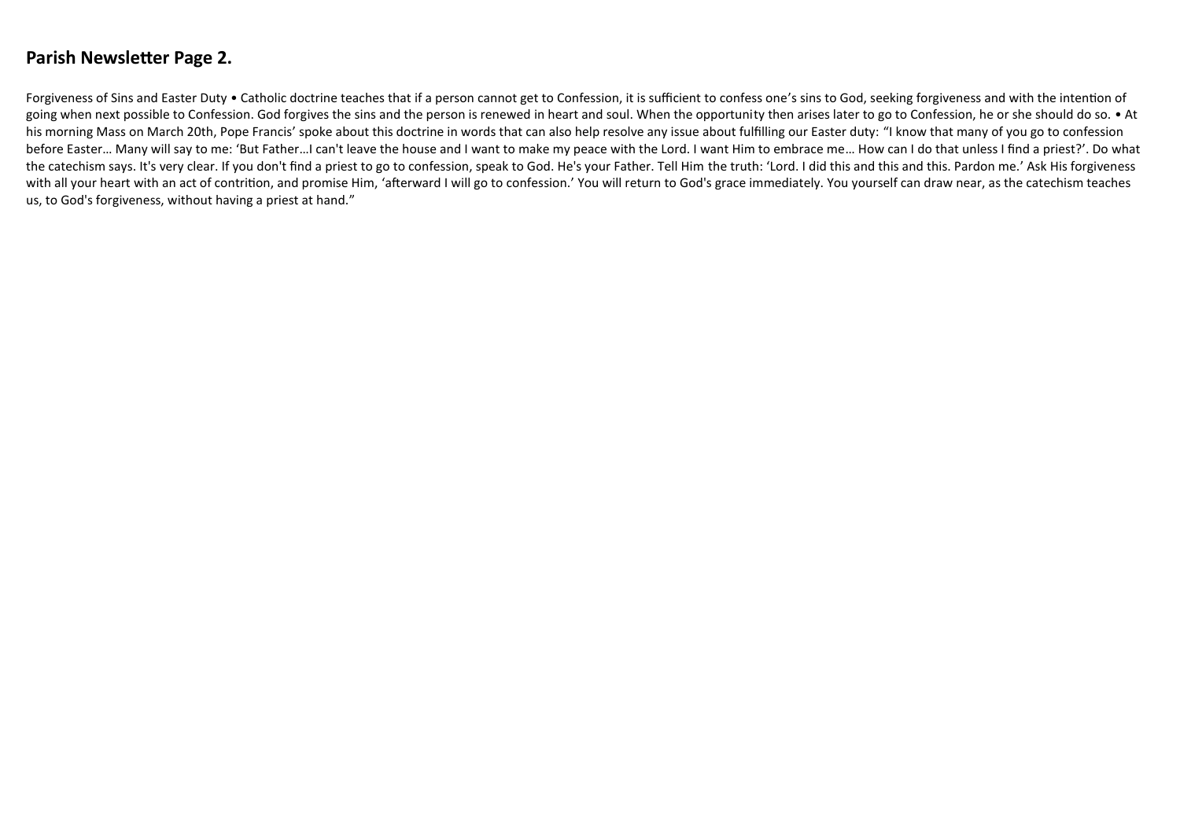## Parish Newsletter Page 2.

Forgiveness of Sins and Easter Duty • Catholic doctrine teaches that if a person cannot get to Confession, it is sufficient to confess one's sins to God, seeking forgiveness and with the intention of going when next possible to Confession. God forgives the sins and the person is renewed in heart and soul. When the opportunity then arises later to go to Confession, he or she should do so. • At his morning Mass on March 20th, Pope Francis' spoke about this doctrine in words that can also help resolve any issue about fulfilling our Easter duty: "I know that many of you go to confession before Easter… Many will say to me: 'But Father…I can't leave the house and I want to make my peace with the Lord. I want Him to embrace me… How can I do that unless I find a priest?'. Do what the catechism says. It's very clear. If you don't find a priest to go to confession, speak to God. He's your Father. Tell Him the truth: 'Lord. I did this and this and this. Pardon me.' Ask His forgiveness with all your heart with an act of contrition, and promise Him, 'afterward I will go to confession.' You will return to God's grace immediately. You yourself can draw near, as the catechism teaches us, to God's forgiveness, without having a priest at hand."